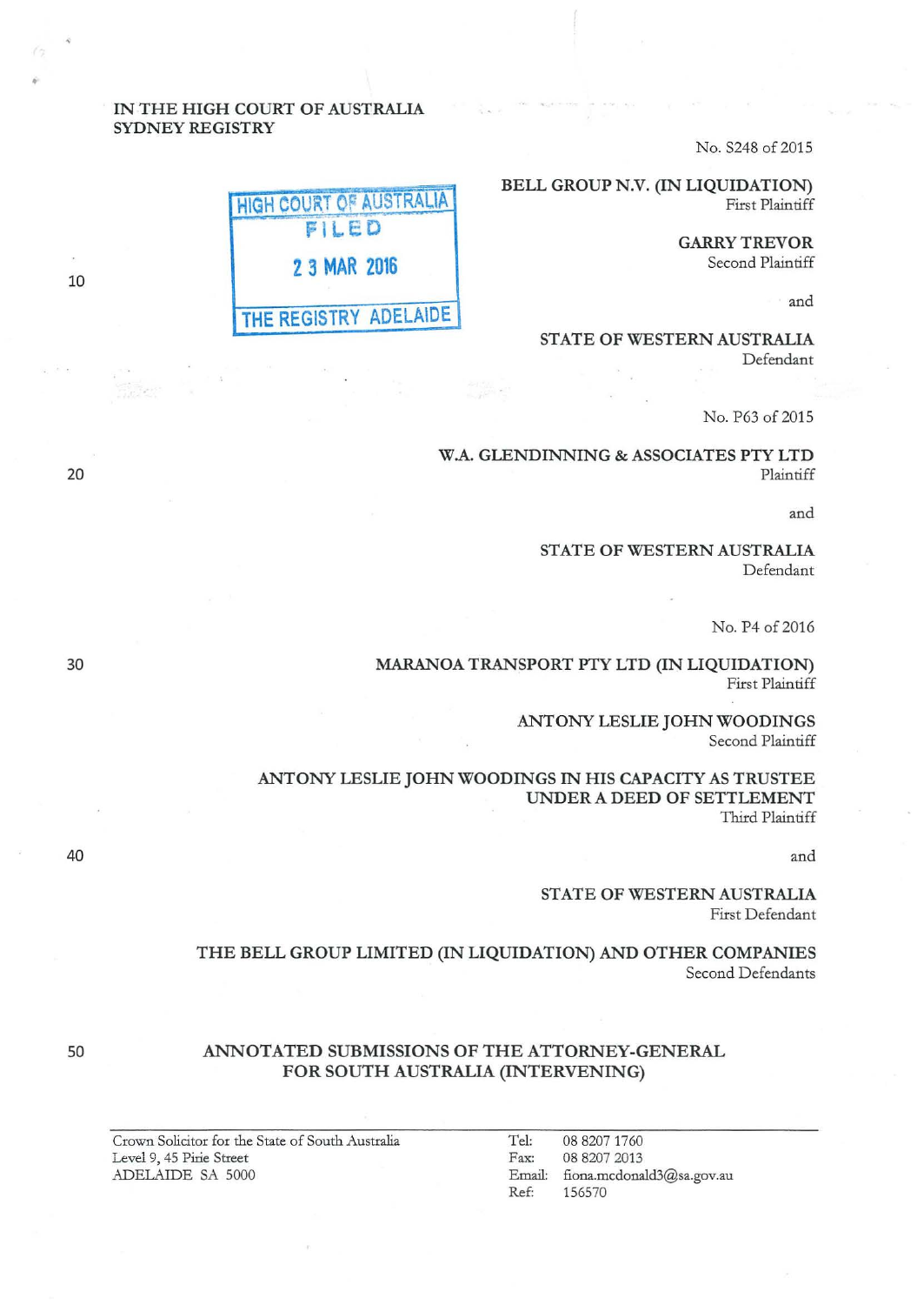IN THE HIGH COURT OF AUSTRALIA
SYDNEY REGISTRY

No. S248 of 2015

HIGH COURT OF AUSTRALIA
FILED
23 MAR 2016
THE REGISTRY ADELAIDE

**BELL GROUP N.V. (IN LIQUIDATION)**
First Plaintiff

**GARRY TREVOR**
Second Plaintiff

and

**STATE OF WESTERN AUSTRALIA**
Defendant

No. P63 of 2015

**W.A. GLENDINNING & ASSOCIATES PTY LTD**
Plaintiff

and

**STATE OF WESTERN AUSTRALIA**
Defendant

No. P4 of 2016

**MARANOA TRANSPORT PTY LTD (IN LIQUIDATION)**
First Plaintiff

**ANTONY LESLIE JOHN WOODINGS**
Second Plaintiff

**ANTONY LESLIE JOHN WOODINGS IN HIS CAPACITY AS TRUSTEE UNDER A DEED OF SETTLEMENT**
Third Plaintiff

and

**STATE OF WESTERN AUSTRALIA**
First Defendant

**THE BELL GROUP LIMITED (IN LIQUIDATION) AND OTHER COMPANIES**
Second Defendants

## ANNOTATED SUBMISSIONS OF THE ATTORNEY-GENERAL FOR SOUTH AUSTRALIA (INTERVENING)

Crown Solicitor for the State of South Australia
Level 9, 45 Pirie Street
ADELAIDE SA 5000

Tel: 08 8207 1760
Fax: 08 8207 2013
Email: fiona.mcdonald3@sa.gov.au
Ref: 156570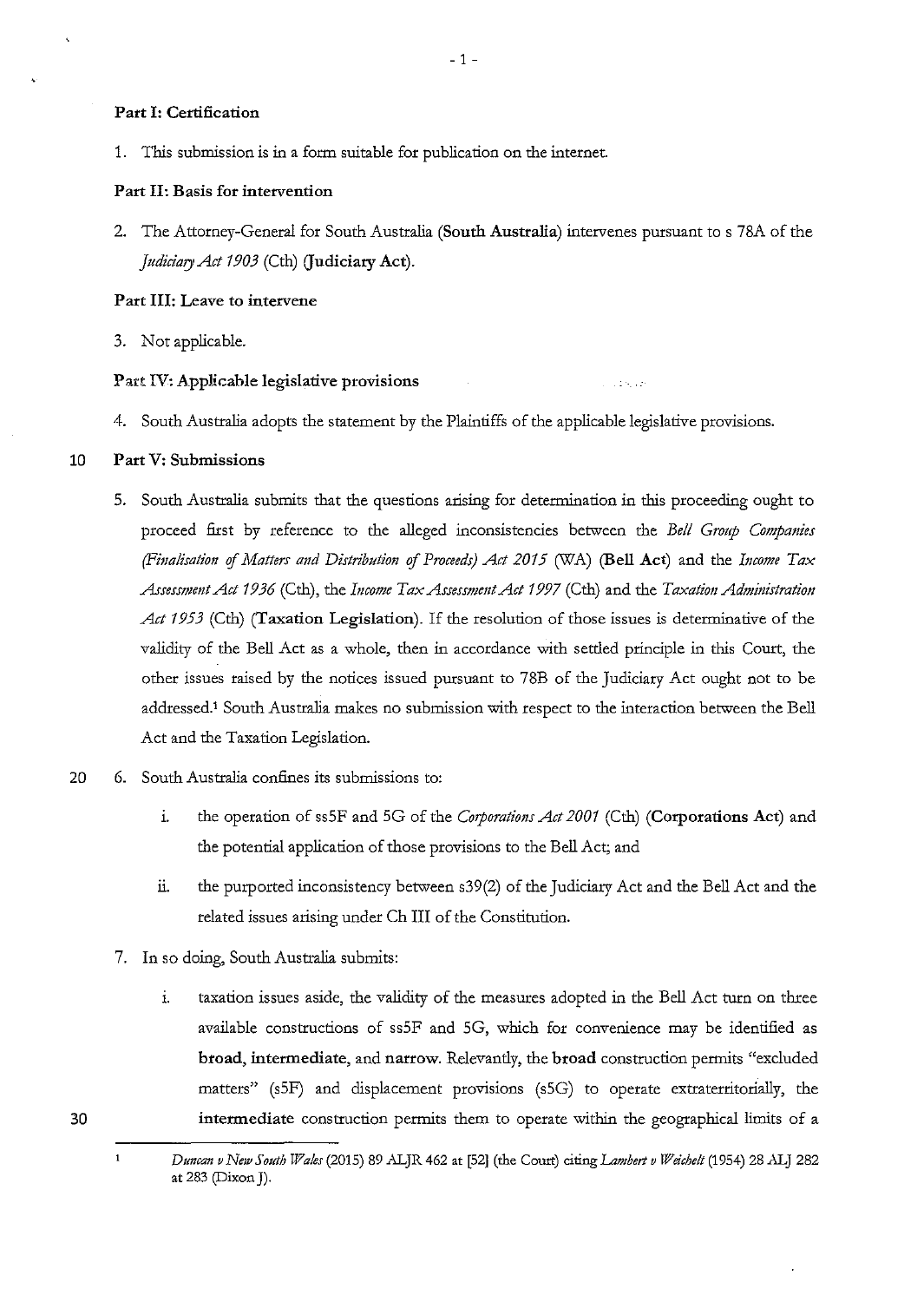**Part I: Certification**

1. This submission is in a form suitable for publication on the internet.

**Part II: Basis for intervention**

2. The Attorney-General for South Australia (**South Australia**) intervenes pursuant to s 78A of the *Judiciary Act 1903* (Cth) (**Judiciary Act**).

**Part III: Leave to intervene**

3. Not applicable.

**Part IV: Applicable legislative provisions**

4. South Australia adopts the statement by the Plaintiffs of the applicable legislative provisions.

**Part V: Submissions**

5. South Australia submits that the questions arising for determination in this proceeding ought to proceed first by reference to the alleged inconsistencies between the *Bell Group Companies (Finalisation of Matters and Distribution of Proceeds) Act 2015* (WA) (**Bell Act**) and the *Income Tax Assessment Act 1936* (Cth), the *Income Tax Assessment Act 1997* (Cth) and the *Taxation Administration Act 1953* (Cth) (**Taxation Legislation**). If the resolution of those issues is determinative of the validity of the Bell Act as a whole, then in accordance with settled principle in this Court, the other issues raised by the notices issued pursuant to 78B of the Judiciary Act ought not to be addressed.[1] South Australia makes no submission with respect to the interaction between the Bell Act and the Taxation Legislation.

6. South Australia confines its submissions to:

   i. the operation of ss5F and 5G of the *Corporations Act 2001* (Cth) (**Corporations Act**) and the potential application of those provisions to the Bell Act; and

   ii. the purported inconsistency between s39(2) of the Judiciary Act and the Bell Act and the related issues arising under Ch III of the Constitution.

7. In so doing, South Australia submits:

   i. taxation issues aside, the validity of the measures adopted in the Bell Act turn on three available constructions of ss5F and 5G, which for convenience may be identified as **broad**, **intermediate**, and **narrow**. Relevantly, the **broad** construction permits "excluded matters" (s5F) and displacement provisions (s5G) to operate extraterritorially, the **intermediate** construction permits them to operate within the geographical limits of a

---

[1] *Duncan v New South Wales* (2015) 89 ALJR 462 at [52] (the Court) citing *Lambert v Weichelt* (1954) 28 ALJ 282 at 283 (Dixon J).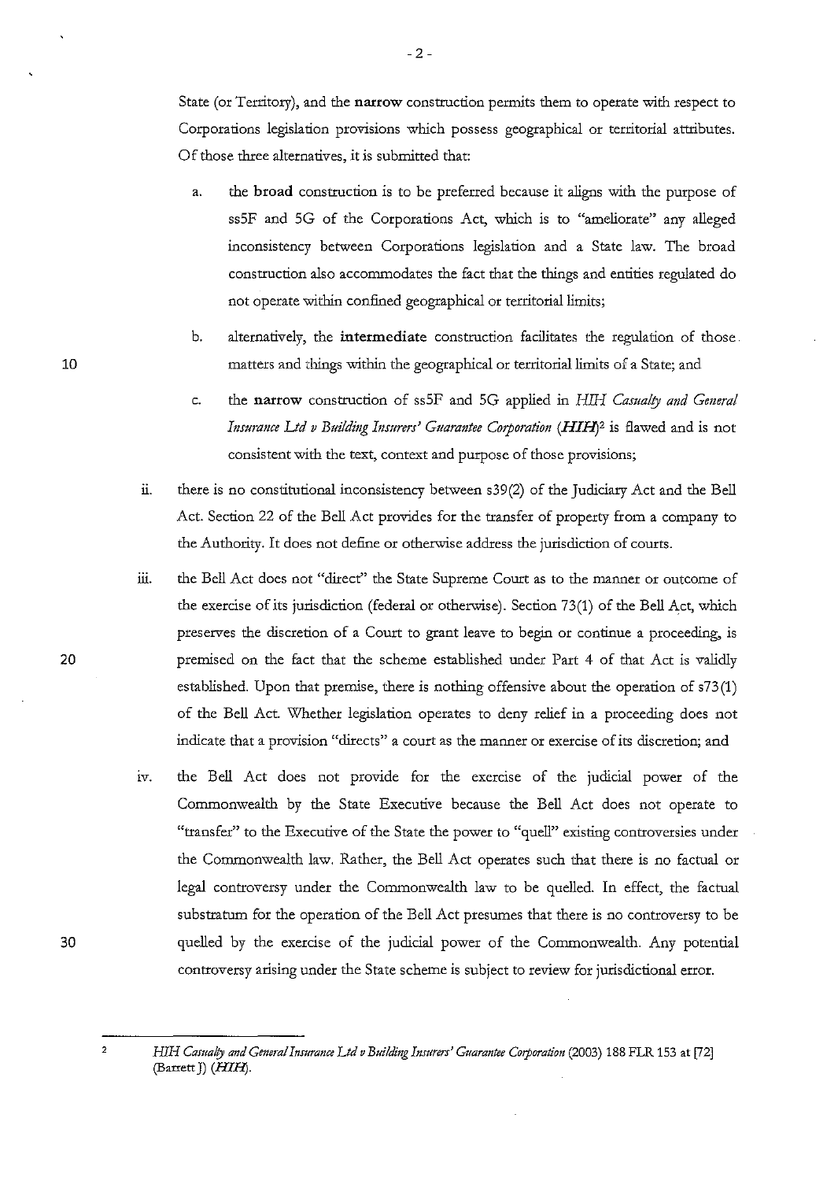State (or Territory), and the **narrow** construction permits them to operate with respect to Corporations legislation provisions which possess geographical or territorial attributes. Of those three alternatives, it is submitted that:

a. the **broad** construction is to be preferred because it aligns with the purpose of ss5F and 5G of the Corporations Act, which is to "ameliorate" any alleged inconsistency between Corporations legislation and a State law. The broad construction also accommodates the fact that the things and entities regulated do not operate within confined geographical or territorial limits;

b. alternatively, the **intermediate** construction facilitates the regulation of those matters and things within the geographical or territorial limits of a State; and

c. the **narrow** construction of ss5F and 5G applied in *HIH Casualty and General Insurance Ltd v Building Insurers' Guarantee Corporation* (***HIH***)[2] is flawed and is not consistent with the text, context and purpose of those provisions;

ii. there is no constitutional inconsistency between s39(2) of the Judiciary Act and the Bell Act. Section 22 of the Bell Act provides for the transfer of property from a company to the Authority. It does not define or otherwise address the jurisdiction of courts.

iii. the Bell Act does not "direct" the State Supreme Court as to the manner or outcome of the exercise of its jurisdiction (federal or otherwise). Section 73(1) of the Bell Act, which preserves the discretion of a Court to grant leave to begin or continue a proceeding, is premised on the fact that the scheme established under Part 4 of that Act is validly established. Upon that premise, there is nothing offensive about the operation of s73(1) of the Bell Act. Whether legislation operates to deny relief in a proceeding does not indicate that a provision "directs" a court as the manner or exercise of its discretion; and

iv. the Bell Act does not provide for the exercise of the judicial power of the Commonwealth by the State Executive because the Bell Act does not operate to "transfer" to the Executive of the State the power to "quell" existing controversies under the Commonwealth law. Rather, the Bell Act operates such that there is no factual or legal controversy under the Commonwealth law to be quelled. In effect, the factual substratum for the operation of the Bell Act presumes that there is no controversy to be quelled by the exercise of the judicial power of the Commonwealth. Any potential controversy arising under the State scheme is subject to review for jurisdictional error.

---

[2] *HIH Casualty and General Insurance Ltd v Building Insurers' Guarantee Corporation* (2003) 188 FLR 153 at [72] (Barrett J) (***HIH***).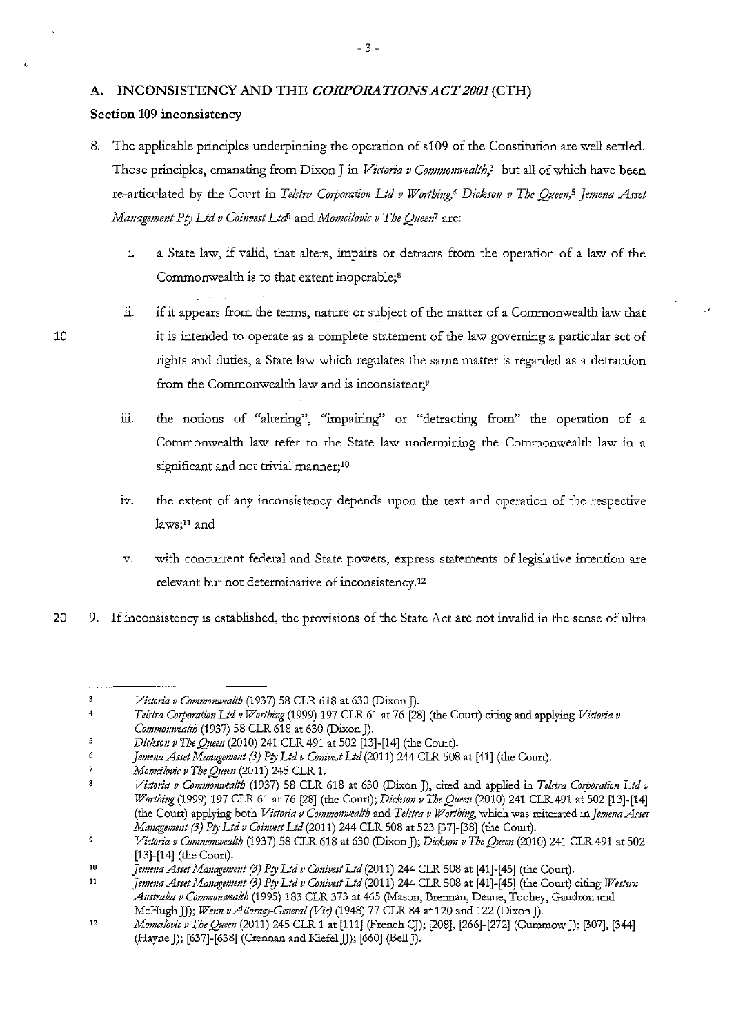## A. INCONSISTENCY AND THE *CORPORATIONS ACT 2001* (CTH)

### Section 109 inconsistency

8. The applicable principles underpinning the operation of s109 of the Constitution are well settled. Those principles, emanating from Dixon J in *Victoria v Commonwealth*,[3] but all of which have been re-articulated by the Court in *Telstra Corporation Ltd v Worthing*,[4] *Dickson v The Queen*,[5] *Jemena Asset Management Pty Ltd v Coinvest Ltd*[6] and *Momcilovic v The Queen*[7] are:

   i. a State law, if valid, that alters, impairs or detracts from the operation of a law of the Commonwealth is to that extent inoperable;[8]

   ii. if it appears from the terms, nature or subject of the matter of a Commonwealth law that it is intended to operate as a complete statement of the law governing a particular set of rights and duties, a State law which regulates the same matter is regarded as a detraction from the Commonwealth law and is inconsistent;[9]

   iii. the notions of "altering", "impairing" or "detracting from" the operation of a Commonwealth law refer to the State law undermining the Commonwealth law in a significant and not trivial manner;[10]

   iv. the extent of any inconsistency depends upon the text and operation of the respective laws;[11] and

   v. with concurrent federal and State powers, express statements of legislative intention are relevant but not determinative of inconsistency.[12]

9. If inconsistency is established, the provisions of the State Act are not invalid in the sense of ultra

---

[3] *Victoria v Commonwealth* (1937) 58 CLR 618 at 630 (Dixon J).

[4] *Telstra Corporation Ltd v Worthing* (1999) 197 CLR 61 at 76 [28] (the Court) citing and applying *Victoria v Commonwealth* (1937) 58 CLR 618 at 630 (Dixon J).

[5] *Dickson v The Queen* (2010) 241 CLR 491 at 502 [13]-[14] (the Court).

[6] *Jemena Asset Management (3) Pty Ltd v Coinvest Ltd* (2011) 244 CLR 508 at [41] (the Court).

[7] *Momcilovic v The Queen* (2011) 245 CLR 1.

[8] *Victoria v Commonwealth* (1937) 58 CLR 618 at 630 (Dixon J), cited and applied in *Telstra Corporation Ltd v Worthing* (1999) 197 CLR 61 at 76 [28] (the Court); *Dickson v The Queen* (2010) 241 CLR 491 at 502 [13]-[14] (the Court) applying both *Victoria v Commonwealth* and *Telstra v Worthing*, which was reiterated in *Jemena Asset Management (3) Pty Ltd v Coinvest Ltd* (2011) 244 CLR 508 at 523 [37]-[38] (the Court).

[9] *Victoria v Commonwealth* (1937) 58 CLR 618 at 630 (Dixon J); *Dickson v The Queen* (2010) 241 CLR 491 at 502 [13]-[14] (the Court).

[10] *Jemena Asset Management (3) Pty Ltd v Coinvest Ltd* (2011) 244 CLR 508 at [41]-[45] (the Court).

[11] *Jemena Asset Management (3) Pty Ltd v Coinvest Ltd* (2011) 244 CLR 508 at [41]-[45] (the Court) citing *Western Australia v Commonwealth* (1995) 183 CLR 373 at 465 (Mason, Brennan, Deane, Toohey, Gaudron and McHugh JJ); *Wenn v Attorney-General (Vic)* (1948) 77 CLR 84 at 120 and 122 (Dixon J).

[12] *Momcilovic v The Queen* (2011) 245 CLR 1 at [111] (French CJ); [208], [266]-[272] (Gummow J); [307], [344] (Hayne J); [637]-[638] (Crennan and Kiefel JJ); [660] (Bell J).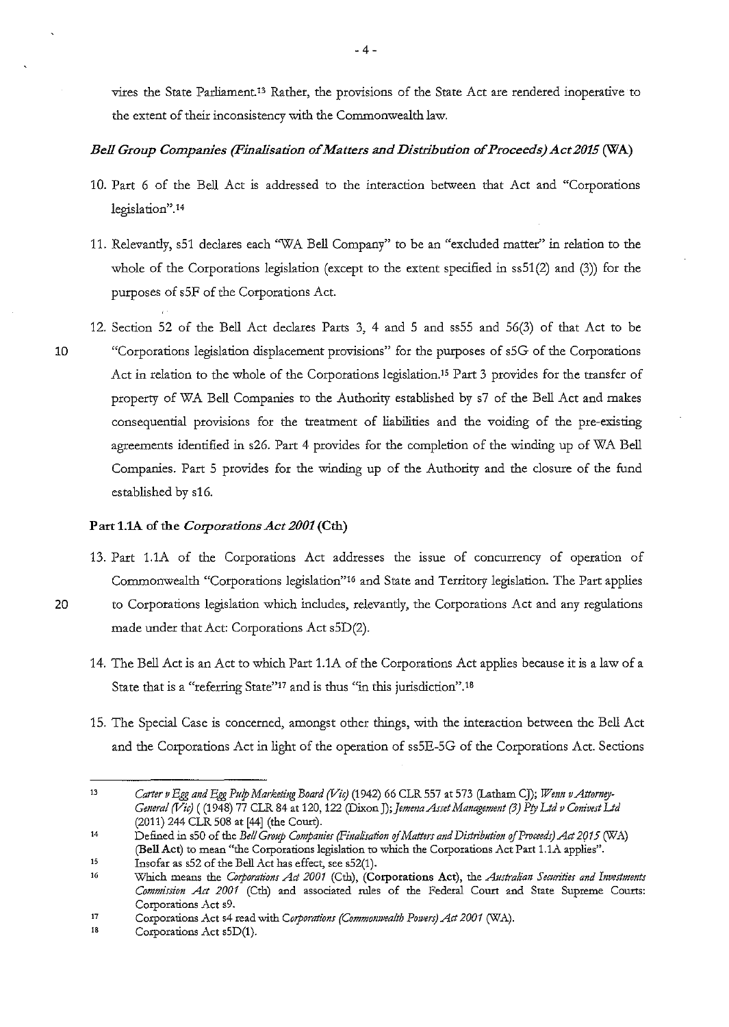vires the State Parliament.[13] Rather, the provisions of the State Act are rendered inoperative to the extent of their inconsistency with the Commonwealth law.

### *Bell Group Companies (Finalisation of Matters and Distribution of Proceeds) Act 2015* (WA)

10. Part 6 of the Bell Act is addressed to the interaction between that Act and "Corporations legislation".[14]

11. Relevantly, s51 declares each "WA Bell Company" to be an "excluded matter" in relation to the whole of the Corporations legislation (except to the extent specified in ss51(2) and (3)) for the purposes of s5F of the Corporations Act.

12. Section 52 of the Bell Act declares Parts 3, 4 and 5 and ss55 and 56(3) of that Act to be "Corporations legislation displacement provisions" for the purposes of s5G of the Corporations Act in relation to the whole of the Corporations legislation.[15] Part 3 provides for the transfer of property of WA Bell Companies to the Authority established by s7 of the Bell Act and makes consequential provisions for the treatment of liabilities and the voiding of the pre-existing agreements identified in s26. Part 4 provides for the completion of the winding up of WA Bell Companies. Part 5 provides for the winding up of the Authority and the closure of the fund established by s16.

### Part 1.1A of the *Corporations Act 2001* (Cth)

13. Part 1.1A of the Corporations Act addresses the issue of concurrency of operation of Commonwealth "Corporations legislation"[16] and State and Territory legislation. The Part applies to Corporations legislation which includes, relevantly, the Corporations Act and any regulations made under that Act: Corporations Act s5D(2).

14. The Bell Act is an Act to which Part 1.1A of the Corporations Act applies because it is a law of a State that is a "referring State"[17] and is thus "in this jurisdiction".[18]

15. The Special Case is concerned, amongst other things, with the interaction between the Bell Act and the Corporations Act in light of the operation of ss5E-5G of the Corporations Act. Sections

---

[13] *Carter v Egg and Egg Pulp Marketing Board (Vic)* (1942) 66 CLR 557 at 573 (Latham CJ); *Wenn v Attorney-General (Vic)* ( (1948) 77 CLR 84 at 120, 122 (Dixon J); *Jemena Asset Management (3) Pty Ltd v Coinvest Ltd* (2011) 244 CLR 508 at [44] (the Court).

[14] Defined in s50 of the *Bell Group Companies (Finalisation of Matters and Distribution of Proceeds) Act 2015* (WA) (**Bell Act**) to mean "the Corporations legislation to which the Corporations Act Part 1.1A applies".

[15] Insofar as s52 of the Bell Act has effect, see s52(1).

[16] Which means the *Corporations Act 2001* (Cth), (**Corporations Act**), the *Australian Securities and Investments Commission Act 2001* (Cth) and associated rules of the Federal Court and State Supreme Courts: Corporations Act s9.

[17] Corporations Act s4 read with *Corporations (Commonwealth Powers) Act 2001* (WA).

[18] Corporations Act s5D(1).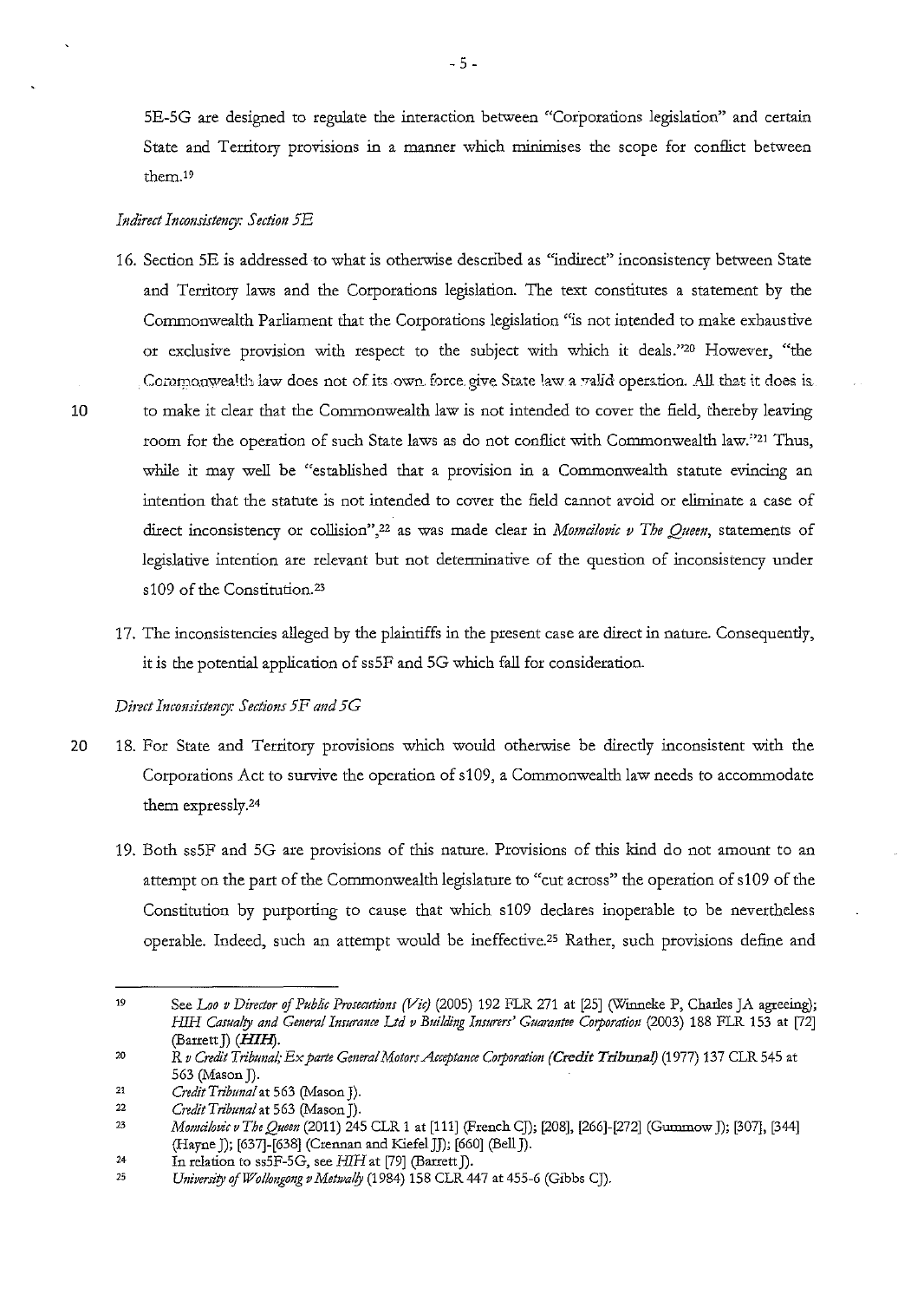5E-5G are designed to regulate the interaction between "Corporations legislation" and certain State and Territory provisions in a manner which minimises the scope for conflict between them.[19]

*Indirect Inconsistency: Section 5E*

16. Section 5E is addressed to what is otherwise described as "indirect" inconsistency between State and Territory laws and the Corporations legislation. The text constitutes a statement by the Commonwealth Parliament that the Corporations legislation "is not intended to make exhaustive or exclusive provision with respect to the subject with which it deals."[20] However, "the Commonwealth law does not of its own force give State law a valid operation. All that it does is to make it clear that the Commonwealth law is not intended to cover the field, thereby leaving room for the operation of such State laws as do not conflict with Commonwealth law."[21] Thus, while it may well be "established that a provision in a Commonwealth statute evincing an intention that the statute is not intended to cover the field cannot avoid or eliminate a case of direct inconsistency or collision",[22] as was made clear in *Momcilovic v The Queen*, statements of legislative intention are relevant but not determinative of the question of inconsistency under s109 of the Constitution.[23]

17. The inconsistencies alleged by the plaintiffs in the present case are direct in nature. Consequently, it is the potential application of ss5F and 5G which fall for consideration.

*Direct Inconsistency: Sections 5F and 5G*

18. For State and Territory provisions which would otherwise be directly inconsistent with the Corporations Act to survive the operation of s109, a Commonwealth law needs to accommodate them expressly.[24]

19. Both ss5F and 5G are provisions of this nature. Provisions of this kind do not amount to an attempt on the part of the Commonwealth legislature to "cut across" the operation of s109 of the Constitution by purporting to cause that which s109 declares inoperable to be nevertheless operable. Indeed, such an attempt would be ineffective.[25] Rather, such provisions define and

---

[19] See *Loo v Director of Public Prosecutions (Vic)* (2005) 192 FLR 271 at [25] (Winneke P, Charles JA agreeing); *HIH Casualty and General Insurance Ltd v Building Insurers' Guarantee Corporation* (2003) 188 FLR 153 at [72] (Barrett J) (***HIH***).

[20] *R v Credit Tribunal; Ex parte General Motors Acceptance Corporation* (***Credit Tribunal***) (1977) 137 CLR 545 at 563 (Mason J).

[21] *Credit Tribunal* at 563 (Mason J).

[22] *Credit Tribunal* at 563 (Mason J).

[23] *Momcilovic v The Queen* (2011) 245 CLR 1 at [111] (French CJ); [208], [266]-[272] (Gummow J); [307], [344] (Hayne J); [637]-[638] (Crennan and Kiefel JJ); [660] (Bell J).

[24] In relation to ss5F-5G, see *HIH* at [79] (Barrett J).

[25] *University of Wollongong v Metwally* (1984) 158 CLR 447 at 455-6 (Gibbs CJ).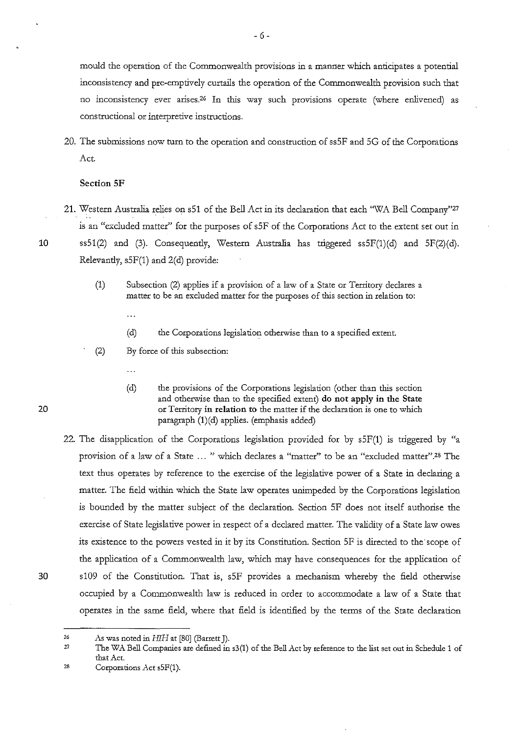mould the operation of the Commonwealth provisions in a manner which anticipates a potential inconsistency and pre-emptively curtails the operation of the Commonwealth provision such that no inconsistency ever arises.[26] In this way such provisions operate (where enlivened) as constructional or interpretive instructions.

20. The submissions now turn to the operation and construction of ss5F and 5G of the Corporations Act.

**Section 5F**

21. Western Australia relies on s51 of the Bell Act in its declaration that each "WA Bell Company"[27] is an "excluded matter" for the purposes of s5F of the Corporations Act to the extent set out in ss51(2) and (3). Consequently, Western Australia has triggered ss5F(1)(d) and 5F(2)(d). Relevantly, s5F(1) and 2(d) provide:

    (1) Subsection (2) applies if a provision of a law of a State or Territory declares a matter to be an excluded matter for the purposes of this section in relation to:

    ...

    (d) the Corporations legislation otherwise than to a specified extent.

    (2) By force of this subsection:

    ...

    (d) the provisions of the Corporations legislation (other than this section and otherwise than to the specified extent) **do not apply in the State** or Territory **in relation to** the matter if the declaration is one to which paragraph (1)(d) applies. (emphasis added)

22. The disapplication of the Corporations legislation provided for by s5F(1) is triggered by "a provision of a law of a State ... " which declares a "matter" to be an "excluded matter".[28] The text thus operates by reference to the exercise of the legislative power of a State in declaring a matter. The field within which the State law operates unimpeded by the Corporations legislation is bounded by the matter subject of the declaration. Section 5F does not itself authorise the exercise of State legislative power in respect of a declared matter. The validity of a State law owes its existence to the powers vested in it by its Constitution. Section 5F is directed to the scope of the application of a Commonwealth law, which may have consequences for the application of s109 of the Constitution. That is, s5F provides a mechanism whereby the field otherwise occupied by a Commonwealth law is reduced in order to accommodate a law of a State that operates in the same field, where that field is identified by the terms of the State declaration

---

[26] As was noted in *HIH* at [80] (Barrett J).

[27] The WA Bell Companies are defined in s3(1) of the Bell Act by reference to the list set out in Schedule 1 of that Act.

[28] Corporations Act s5F(1).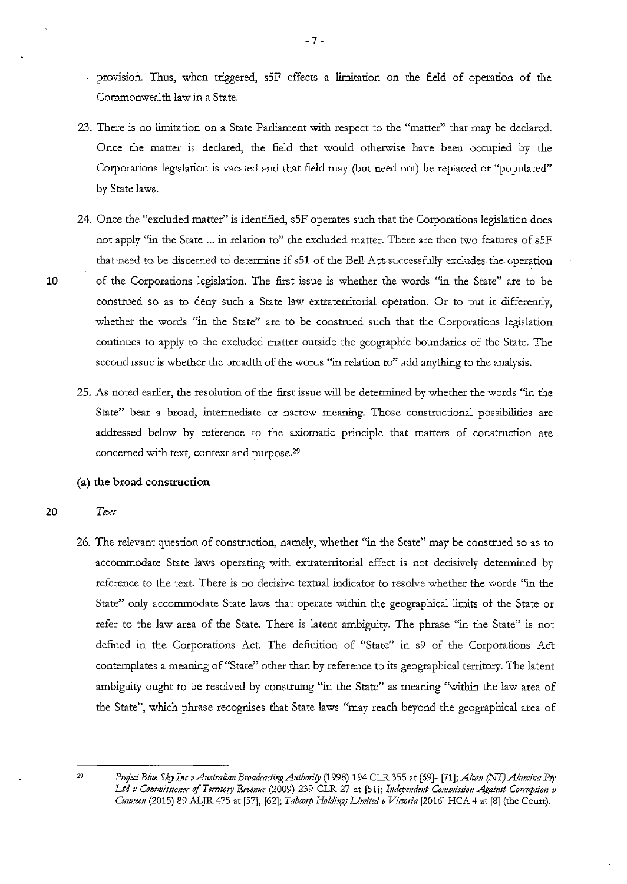provision. Thus, when triggered, s5F effects a limitation on the field of operation of the Commonwealth law in a State.

23. There is no limitation on a State Parliament with respect to the "matter" that may be declared. Once the matter is declared, the field that would otherwise have been occupied by the Corporations legislation is vacated and that field may (but need not) be replaced or "populated" by State laws.

24. Once the "excluded matter" is identified, s5F operates such that the Corporations legislation does not apply "in the State ... in relation to" the excluded matter. There are then two features of s5F that need to be discerned to determine if s51 of the Bell Act successfully excludes the operation of the Corporations legislation. The first issue is whether the words "in the State" are to be construed so as to deny such a State law extraterritorial operation. Or to put it differently, whether the words "in the State" are to be construed such that the Corporations legislation continues to apply to the excluded matter outside the geographic boundaries of the State. The second issue is whether the breadth of the words "in relation to" add anything to the analysis.

25. As noted earlier, the resolution of the first issue will be determined by whether the words "in the State" bear a broad, intermediate or narrow meaning. Those constructional possibilities are addressed below by reference to the axiomatic principle that matters of construction are concerned with text, context and purpose.[29]

**(a) the broad construction**

*Text*

26. The relevant question of construction, namely, whether "in the State" may be construed so as to accommodate State laws operating with extraterritorial effect is not decisively determined by reference to the text. There is no decisive textual indicator to resolve whether the words "in the State" only accommodate State laws that operate within the geographical limits of the State or refer to the law area of the State. There is latent ambiguity. The phrase "in the State" is not defined in the Corporations Act. The definition of "State" in s9 of the Corporations Act contemplates a meaning of "State" other than by reference to its geographical territory. The latent ambiguity ought to be resolved by construing "in the State" as meaning "within the law area of the State", which phrase recognises that State laws "may reach beyond the geographical area of

---

[29] *Project Blue Sky Inc v Australian Broadcasting Authority* (1998) 194 CLR 355 at [69]- [71]; *Alcan (NT) Alumina Pty Ltd v Commissioner of Territory Revenue* (2009) 239 CLR 27 at [51]; *Independent Commission Against Corruption v Cunneen* (2015) 89 ALJR 475 at [57], [62]; *Tabcorp Holdings Limited v Victoria* [2016] HCA 4 at [8] (the Court).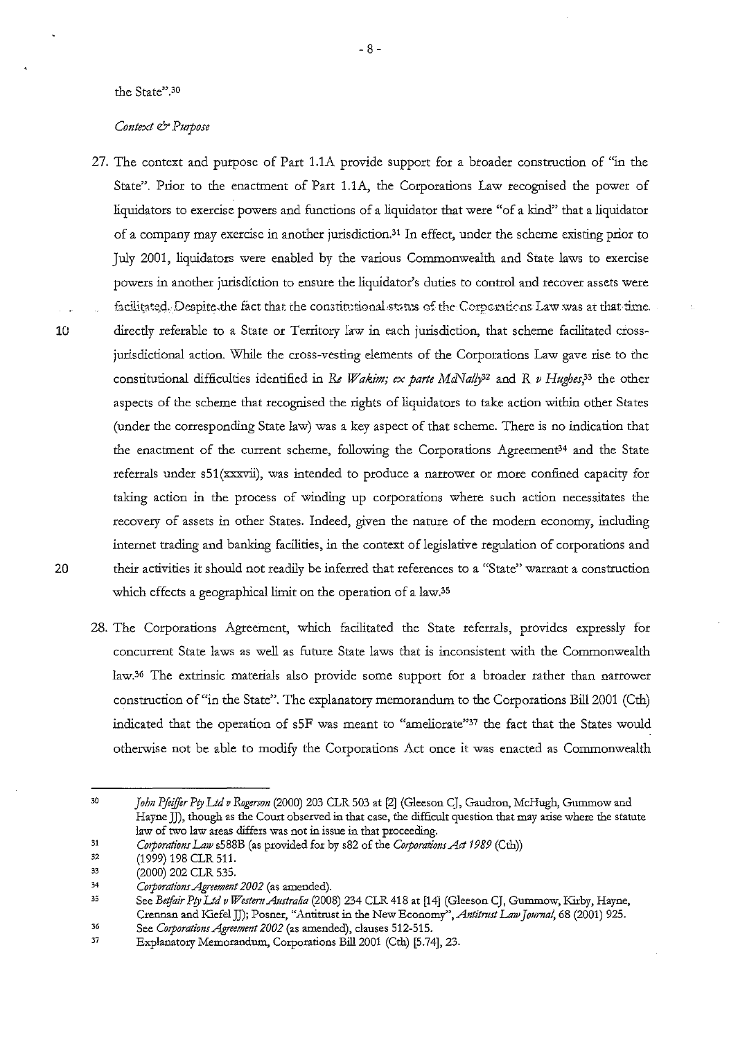the State".[30]

*Context & Purpose*

27. The context and purpose of Part 1.1A provide support for a broader construction of "in the State". Prior to the enactment of Part 1.1A, the Corporations Law recognised the power of liquidators to exercise powers and functions of a liquidator that were "of a kind" that a liquidator of a company may exercise in another jurisdiction.[31] In effect, under the scheme existing prior to July 2001, liquidators were enabled by the various Commonwealth and State laws to exercise powers in another jurisdiction to ensure the liquidator's duties to control and recover assets were facilitated. Despite the fact that the constitutional status of the Corporations Law was at that time directly referable to a State or Territory law in each jurisdiction, that scheme facilitated cross-jurisdictional action. While the cross-vesting elements of the Corporations Law gave rise to the constitutional difficulties identified in *Re Wakim; ex parte McNally*[32] and *R v Hughes*,[33] the other aspects of the scheme that recognised the rights of liquidators to take action within other States (under the corresponding State law) was a key aspect of that scheme. There is no indication that the enactment of the current scheme, following the Corporations Agreement[34] and the State referrals under s51(xxxvii), was intended to produce a narrower or more confined capacity for taking action in the process of winding up corporations where such action necessitates the recovery of assets in other States. Indeed, given the nature of the modern economy, including internet trading and banking facilities, in the context of legislative regulation of corporations and their activities it should not readily be inferred that references to a "State" warrant a construction which effects a geographical limit on the operation of a law.[35]

28. The Corporations Agreement, which facilitated the State referrals, provides expressly for concurrent State laws as well as future State laws that is inconsistent with the Commonwealth law.[36] The extrinsic materials also provide some support for a broader rather than narrower construction of "in the State". The explanatory memorandum to the Corporations Bill 2001 (Cth) indicated that the operation of s5F was meant to "ameliorate"[37] the fact that the States would otherwise not be able to modify the Corporations Act once it was enacted as Commonwealth

---

30 *John Pfeiffer Pty Ltd v Rogerson* (2000) 203 CLR 503 at [2] (Gleeson CJ, Gaudron, McHugh, Gummow and Hayne JJ), though as the Court observed in that case, the difficult question that may arise where the statute law of two law areas differs was not in issue in that proceeding.

31 *Corporations Law* s588B (as provided for by s82 of the *Corporations Act 1989* (Cth))

32 (1999) 198 CLR 511.

33 (2000) 202 CLR 535.

34 *Corporations Agreement 2002* (as amended).

35 See *Betfair Pty Ltd v Western Australia* (2008) 234 CLR 418 at [14] (Gleeson CJ, Gummow, Kirby, Hayne, Crennan and Kiefel JJ); Posner, "Antitrust in the New Economy", *Antitrust Law Journal*, 68 (2001) 925.

36 See *Corporations Agreement 2002* (as amended), clauses 512-515.

37 Explanatory Memorandum, Corporations Bill 2001 (Cth) [5.74], 23.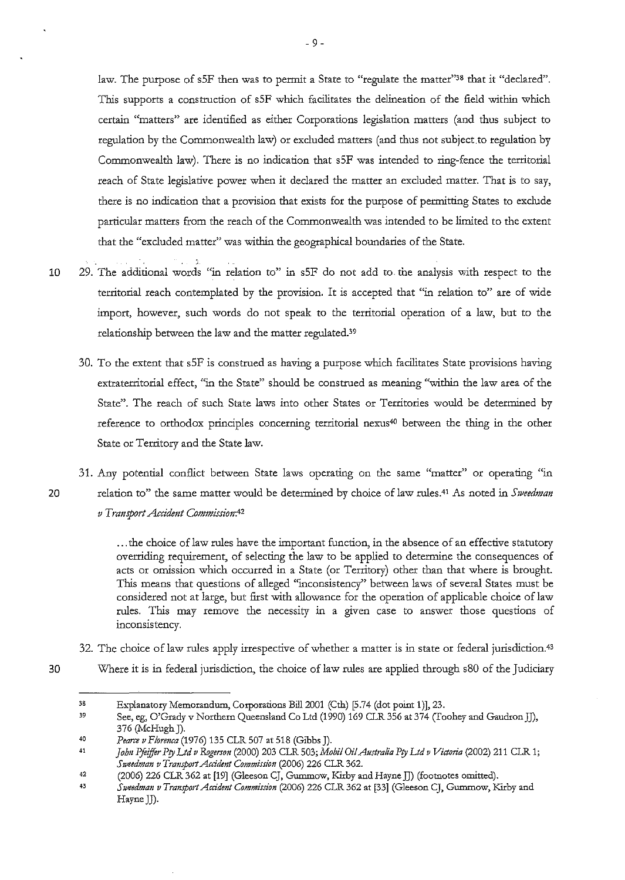law. The purpose of s5F then was to permit a State to "regulate the matter"[38] that it "declared". This supports a construction of s5F which facilitates the delineation of the field within which certain "matters" are identified as either Corporations legislation matters (and thus subject to regulation by the Commonwealth law) or excluded matters (and thus not subject to regulation by Commonwealth law). There is no indication that s5F was intended to ring-fence the territorial reach of State legislative power when it declared the matter an excluded matter. That is to say, there is no indication that a provision that exists for the purpose of permitting States to exclude particular matters from the reach of the Commonwealth was intended to be limited to the extent that the "excluded matter" was within the geographical boundaries of the State.

29. The additional words "in relation to" in s5F do not add to the analysis with respect to the territorial reach contemplated by the provision. It is accepted that "in relation to" are of wide import, however, such words do not speak to the territorial operation of a law, but to the relationship between the law and the matter regulated.[39]

30. To the extent that s5F is construed as having a purpose which facilitates State provisions having extraterritorial effect, "in the State" should be construed as meaning "within the law area of the State". The reach of such State laws into other States or Territories would be determined by reference to orthodox principles concerning territorial nexus[40] between the thing in the other State or Territory and the State law.

31. Any potential conflict between State laws operating on the same "matter" or operating "in relation to" the same matter would be determined by choice of law rules.[41] As noted in *Sweedman v Transport Accident Commission*:[42]

> ...the choice of law rules have the important function, in the absence of an effective statutory overriding requirement, of selecting the law to be applied to determine the consequences of acts or omission which occurred in a State (or Territory) other than that where is brought. This means that questions of alleged "inconsistency" between laws of several States must be considered not at large, but first with allowance for the operation of applicable choice of law rules. This may remove the necessity in a given case to answer those questions of inconsistency.

32. The choice of law rules apply irrespective of whether a matter is in state or federal jurisdiction.[43] Where it is in federal jurisdiction, the choice of law rules are applied through s80 of the Judiciary

---

[38] Explanatory Memorandum, Corporations Bill 2001 (Cth) [5.74 (dot point 1)], 23.

[39] See, eg, O'Grady v Northern Queensland Co Ltd (1990) 169 CLR 356 at 374 (Toohey and Gaudron JJ), 376 (McHugh J).

[40] *Pearce v Florenca* (1976) 135 CLR 507 at 518 (Gibbs J).

[41] *John Pfeiffer Pty Ltd v Rogerson* (2000) 203 CLR 503; *Mobil Oil Australia Pty Ltd v Victoria* (2002) 211 CLR 1; *Sweedman v Transport Accident Commission* (2006) 226 CLR 362.

[42] (2006) 226 CLR 362 at [19] (Gleeson CJ, Gummow, Kirby and Hayne JJ) (footnotes omitted).

[43] *Sweedman v Transport Accident Commission* (2006) 226 CLR 362 at [33] (Gleeson CJ, Gummow, Kirby and Hayne JJ).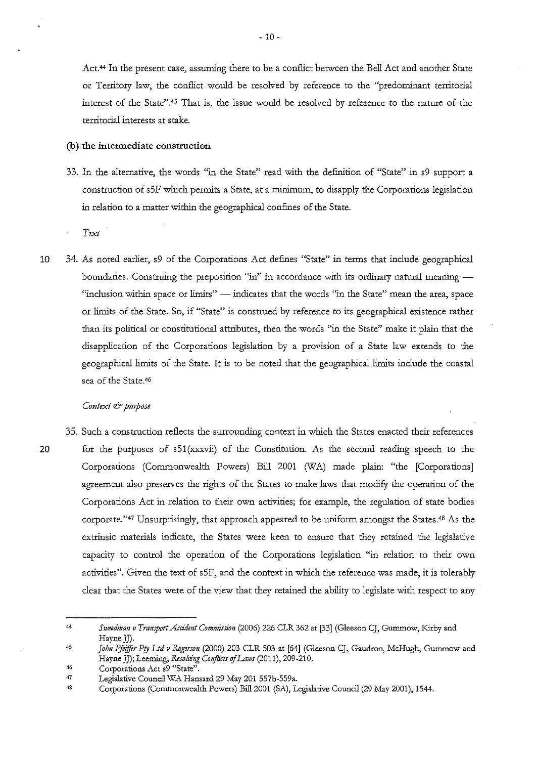Act.[44] In the present case, assuming there to be a conflict between the Bell Act and another State or Territory law, the conflict would be resolved by reference to the "predominant territorial interest of the State".[45] That is, the issue would be resolved by reference to the nature of the territorial interests at stake.

**(b) the intermediate construction**

33. In the alternative, the words "in the State" read with the definition of "State" in s9 support a construction of s5F which permits a State, at a minimum, to disapply the Corporations legislation in relation to a matter within the geographical confines of the State.

*Text*

34. As noted earlier, s9 of the Corporations Act defines "State" in terms that include geographical boundaries. Construing the preposition "in" in accordance with its ordinary natural meaning — "inclusion within space or limits" — indicates that the words "in the State" mean the area, space or limits of the State. So, if "State" is construed by reference to its geographical existence rather than its political or constitutional attributes, then the words "in the State" make it plain that the disapplication of the Corporations legislation by a provision of a State law extends to the geographical limits of the State. It is to be noted that the geographical limits include the coastal sea of the State.[46]

*Context & purpose*

35. Such a construction reflects the surrounding context in which the States enacted their references for the purposes of s51(xxxvii) of the Constitution. As the second reading speech to the Corporations (Commonwealth Powers) Bill 2001 (WA) made plain: "the [Corporations] agreement also preserves the rights of the States to make laws that modify the operation of the Corporations Act in relation to their own activities; for example, the regulation of state bodies corporate."[47] Unsurprisingly, that approach appeared to be uniform amongst the States.[48] As the extrinsic materials indicate, the States were keen to ensure that they retained the legislative capacity to control the operation of the Corporations legislation "in relation to their own activities". Given the text of s5F, and the context in which the reference was made, it is tolerably clear that the States were of the view that they retained the ability to legislate with respect to any

---

44 *Sweedman v Transport Accident Commission* (2006) 226 CLR 362 at [33] (Gleeson CJ, Gummow, Kirby and Hayne JJ).

45 *John Pfeiffer Pty Ltd v Rogerson* (2000) 203 CLR 503 at [64] (Gleeson CJ, Gaudron, McHugh, Gummow and Hayne JJ); Leeming, *Resolving Conflicts of Laws* (2011), 209-210.

46 Corporations Act s9 "State".

47 Legislative Council WA Hansard 29 May 201 557b-559a.

48 Corporations (Commonwealth Powers) Bill 2001 (SA), Legislative Council (29 May 2001), 1544.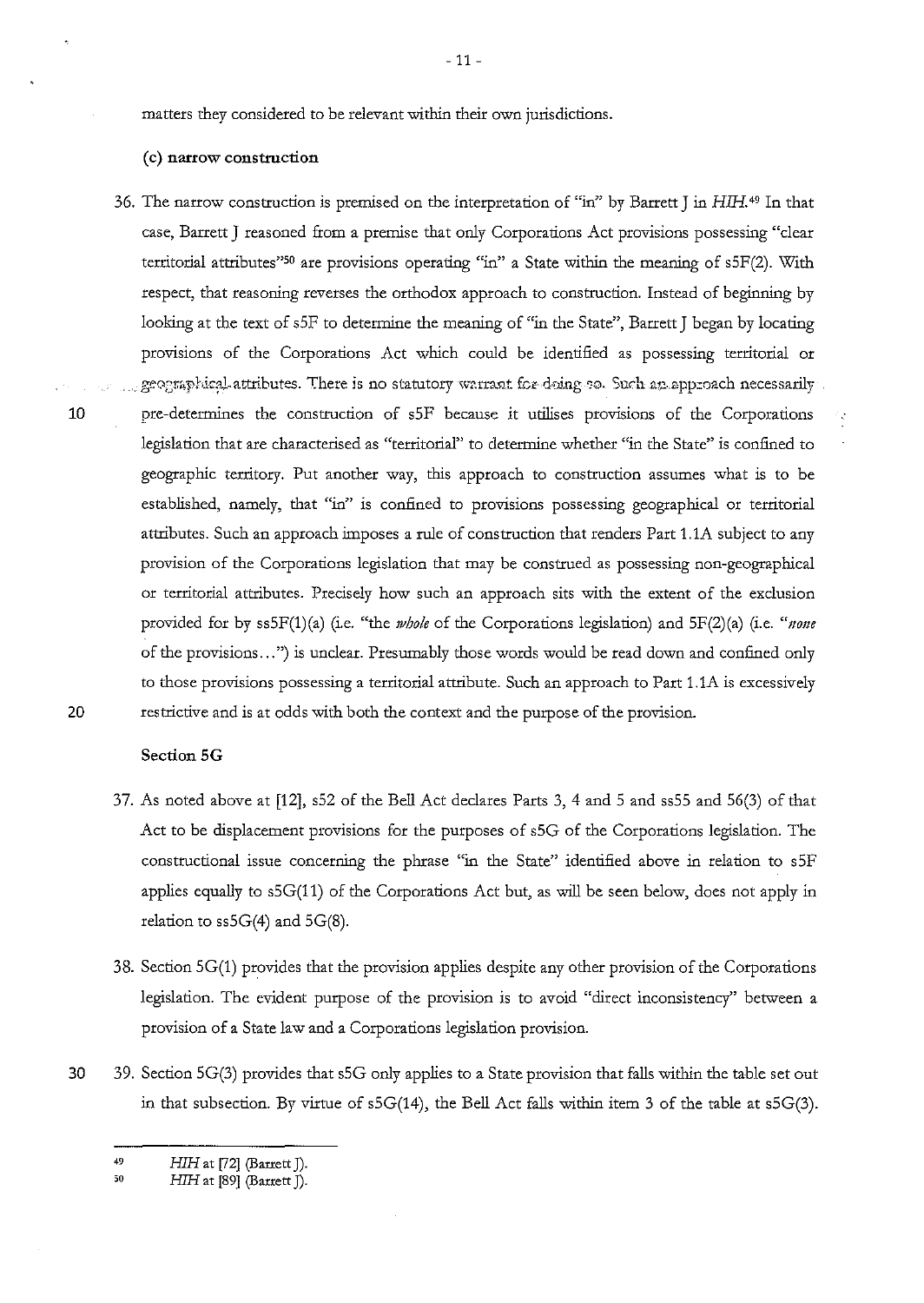matters they considered to be relevant within their own jurisdictions.

**(c) narrow construction**

36. The narrow construction is premised on the interpretation of "in" by Barrett J in *HIH*.[49] In that case, Barrett J reasoned from a premise that only Corporations Act provisions possessing "clear territorial attributes"[50] are provisions operating "in" a State within the meaning of s5F(2). With respect, that reasoning reverses the orthodox approach to construction. Instead of beginning by looking at the text of s5F to determine the meaning of "in the State", Barrett J began by locating provisions of the Corporations Act which could be identified as possessing territorial or geographical attributes. There is no statutory warrant for doing so. Such an approach necessarily pre-determines the construction of s5F because it utilises provisions of the Corporations legislation that are characterised as "territorial" to determine whether "in the State" is confined to geographic territory. Put another way, this approach to construction assumes what is to be established, namely, that "in" is confined to provisions possessing geographical or territorial attributes. Such an approach imposes a rule of construction that renders Part 1.1A subject to any provision of the Corporations legislation that may be construed as possessing non-geographical or territorial attributes. Precisely how such an approach sits with the extent of the exclusion provided for by ss5F(1)(a) (i.e. "the *whole* of the Corporations legislation) and 5F(2)(a) (i.e. "*none* of the provisions...") is unclear. Presumably those words would be read down and confined only to those provisions possessing a territorial attribute. Such an approach to Part 1.1A is excessively restrictive and is at odds with both the context and the purpose of the provision.

**Section 5G**

37. As noted above at [12], s52 of the Bell Act declares Parts 3, 4 and 5 and ss55 and 56(3) of that Act to be displacement provisions for the purposes of s5G of the Corporations legislation. The constructional issue concerning the phrase "in the State" identified above in relation to s5F applies equally to s5G(11) of the Corporations Act but, as will be seen below, does not apply in relation to ss5G(4) and 5G(8).

38. Section 5G(1) provides that the provision applies despite any other provision of the Corporations legislation. The evident purpose of the provision is to avoid "direct inconsistency" between a provision of a State law and a Corporations legislation provision.

39. Section 5G(3) provides that s5G only applies to a State provision that falls within the table set out in that subsection. By virtue of s5G(14), the Bell Act falls within item 3 of the table at s5G(3).

---

[49] *HIH* at [72] (Barrett J).

[50] *HIH* at [89] (Barrett J).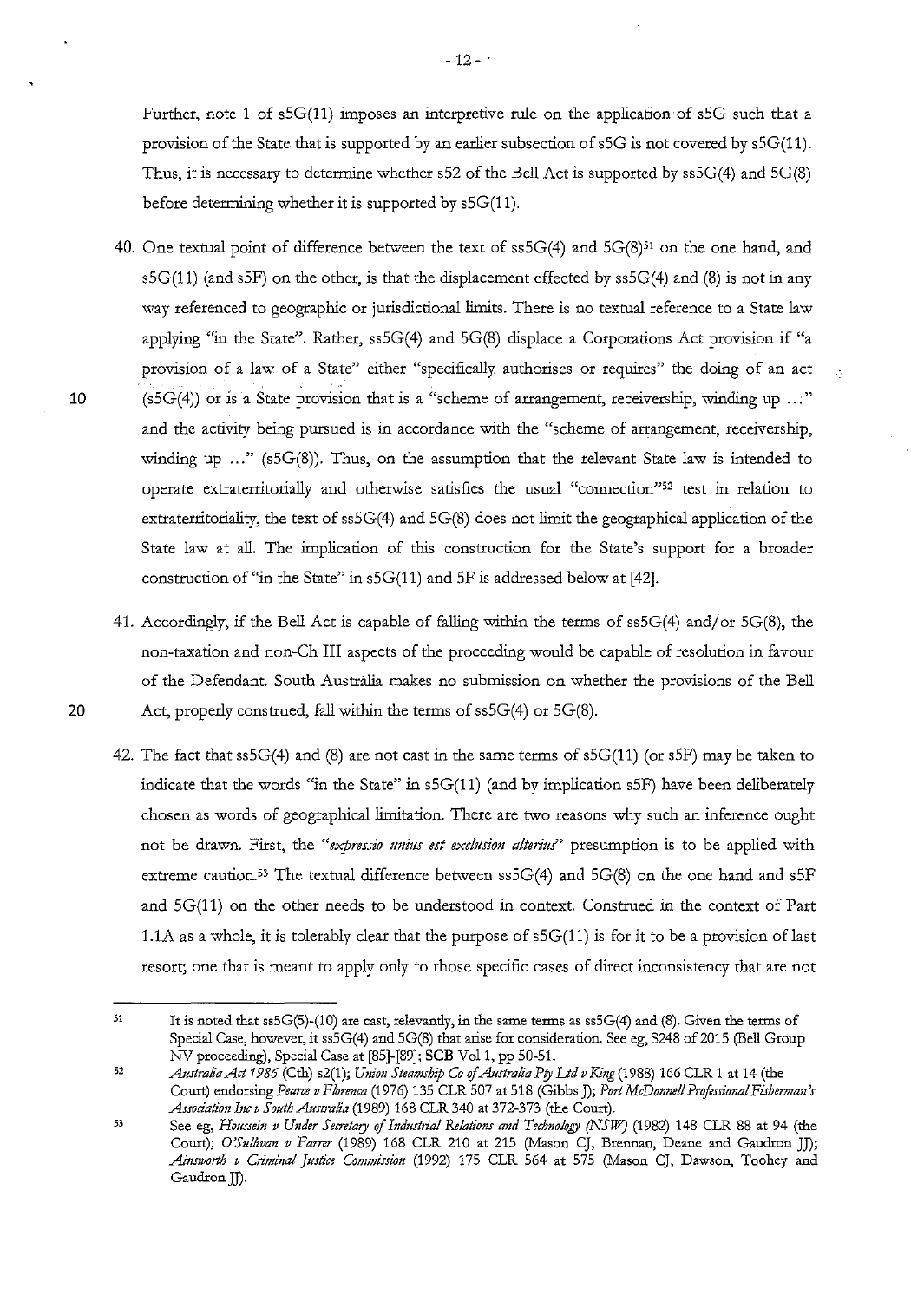Further, note 1 of s5G(11) imposes an interpretive rule on the application of s5G such that a provision of the State that is supported by an earlier subsection of s5G is not covered by s5G(11). Thus, it is necessary to determine whether s52 of the Bell Act is supported by ss5G(4) and 5G(8) before determining whether it is supported by s5G(11).

40. One textual point of difference between the text of ss5G(4) and 5G(8)[51] on the one hand, and s5G(11) (and s5F) on the other, is that the displacement effected by ss5G(4) and (8) is not in any way referenced to geographic or jurisdictional limits. There is no textual reference to a State law applying "in the State". Rather, ss5G(4) and 5G(8) displace a Corporations Act provision if "a provision of a law of a State" either "specifically authorises or requires" the doing of an act (s5G(4)) or is a State provision that is a "scheme of arrangement, receivership, winding up ..." and the activity being pursued is in accordance with the "scheme of arrangement, receivership, winding up ..." (s5G(8)). Thus, on the assumption that the relevant State law is intended to operate extraterritorially and otherwise satisfies the usual "connection"[52] test in relation to extraterritoriality, the text of ss5G(4) and 5G(8) does not limit the geographical application of the State law at all. The implication of this construction for the State's support for a broader construction of "in the State" in s5G(11) and 5F is addressed below at [42].

41. Accordingly, if the Bell Act is capable of falling within the terms of ss5G(4) and/or 5G(8), the non-taxation and non-Ch III aspects of the proceeding would be capable of resolution in favour of the Defendant. South Australia makes no submission on whether the provisions of the Bell Act, properly construed, fall within the terms of ss5G(4) or 5G(8).

42. The fact that ss5G(4) and (8) are not cast in the same terms of s5G(11) (or s5F) may be taken to indicate that the words "in the State" in s5G(11) (and by implication s5F) have been deliberately chosen as words of geographical limitation. There are two reasons why such an inference ought not be drawn. First, the *"expressio unius est exclusion alterius"* presumption is to be applied with extreme caution.[53] The textual difference between ss5G(4) and 5G(8) on the one hand and s5F and 5G(11) on the other needs to be understood in context. Construed in the context of Part 1.1A as a whole, it is tolerably clear that the purpose of s5G(11) is for it to be a provision of last resort; one that is meant to apply only to those specific cases of direct inconsistency that are not

---

[51] It is noted that ss5G(5)-(10) are cast, relevantly, in the same terms as ss5G(4) and (8). Given the terms of Special Case, however, it ss5G(4) and 5G(8) that arise for consideration. See eg, S248 of 2015 (Bell Group NV proceeding), Special Case at [85]-[89]; **SCB** Vol 1, pp 50-51.

[52] *Australia Act 1986* (Cth) s2(1); *Union Steamship Co of Australia Pty Ltd v King* (1988) 166 CLR 1 at 14 (the Court) endorsing *Pearce v Florenca* (1976) 135 CLR 507 at 518 (Gibbs J); *Port McDonnell Professional Fisherman's Association Inc v South Australia* (1989) 168 CLR 340 at 372-373 (the Court).

[53] See eg, *Houssein v Under Secretary of Industrial Relations and Technology (NSW)* (1982) 148 CLR 88 at 94 (the Court); *O'Sullivan v Farrer* (1989) 168 CLR 210 at 215 (Mason CJ, Brennan, Deane and Gaudron JJ); *Ainsworth v Criminal Justice Commission* (1992) 175 CLR 564 at 575 (Mason CJ, Dawson, Toohey and Gaudron JJ).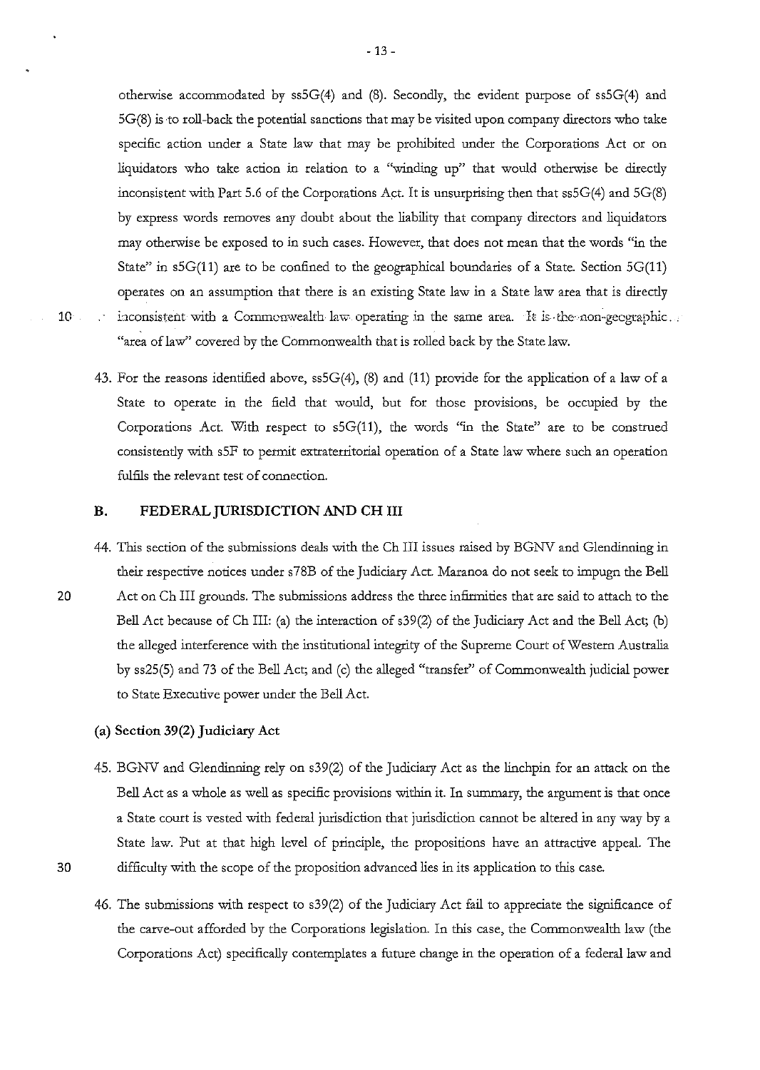otherwise accommodated by ss5G(4) and (8). Secondly, the evident purpose of ss5G(4) and 5G(8) is to roll-back the potential sanctions that may be visited upon company directors who take specific action under a State law that may be prohibited under the Corporations Act or on liquidators who take action in relation to a "winding up" that would otherwise be directly inconsistent with Part 5.6 of the Corporations Act. It is unsurprising then that ss5G(4) and 5G(8) by express words removes any doubt about the liability that company directors and liquidators may otherwise be exposed to in such cases. However, that does not mean that the words "in the State" in s5G(11) are to be confined to the geographical boundaries of a State. Section 5G(11) operates on an assumption that there is an existing State law in a State law area that is directly inconsistent with a Commonwealth law operating in the same area. It is the non-geographic "area of law" covered by the Commonwealth that is rolled back by the State law.

43. For the reasons identified above, ss5G(4), (8) and (11) provide for the application of a law of a State to operate in the field that would, but for those provisions, be occupied by the Corporations Act. With respect to s5G(11), the words "in the State" are to be construed consistently with s5F to permit extraterritorial operation of a State law where such an operation fulfils the relevant test of connection.

## B. FEDERAL JURISDICTION AND CH III

44. This section of the submissions deals with the Ch III issues raised by BGNV and Glendinning in their respective notices under s78B of the Judiciary Act. Maranoa do not seek to impugn the Bell Act on Ch III grounds. The submissions address the three infirmities that are said to attach to the Bell Act because of Ch III: (a) the interaction of s39(2) of the Judiciary Act and the Bell Act; (b) the alleged interference with the institutional integrity of the Supreme Court of Western Australia by ss25(5) and 73 of the Bell Act; and (c) the alleged "transfer" of Commonwealth judicial power to State Executive power under the Bell Act.

### (a) Section 39(2) Judiciary Act

45. BGNV and Glendinning rely on s39(2) of the Judiciary Act as the linchpin for an attack on the Bell Act as a whole as well as specific provisions within it. In summary, the argument is that once a State court is vested with federal jurisdiction that jurisdiction cannot be altered in any way by a State law. Put at that high level of principle, the propositions have an attractive appeal. The difficulty with the scope of the proposition advanced lies in its application to this case.

46. The submissions with respect to s39(2) of the Judiciary Act fail to appreciate the significance of the carve-out afforded by the Corporations legislation. In this case, the Commonwealth law (the Corporations Act) specifically contemplates a future change in the operation of a federal law and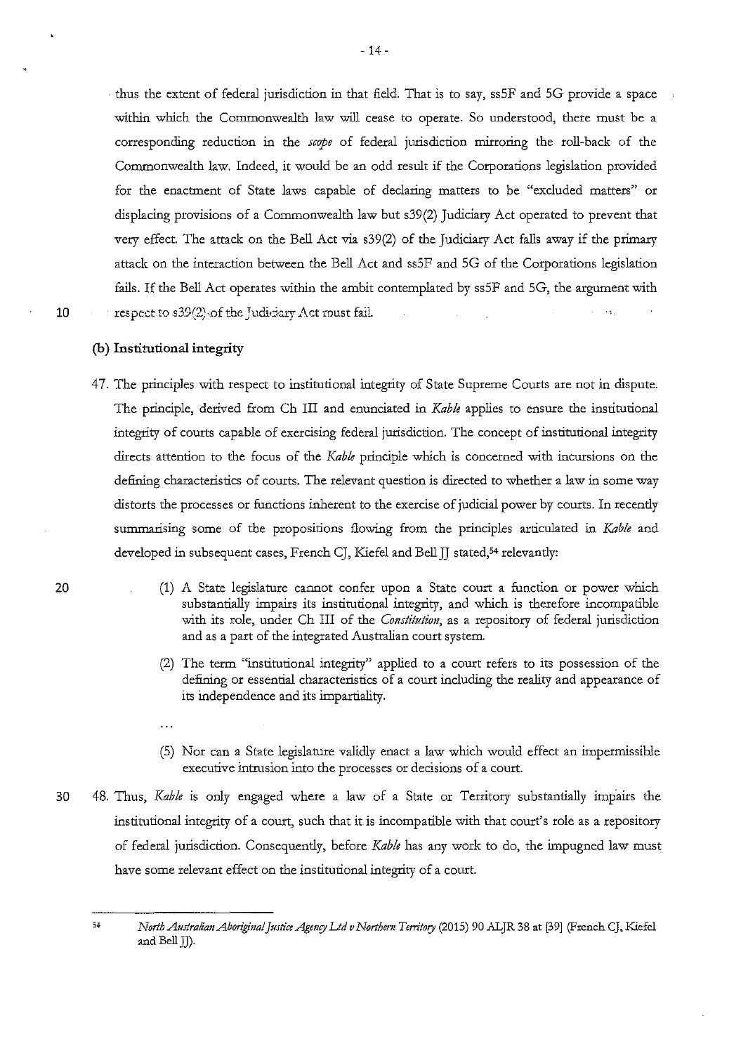thus the extent of federal jurisdiction in that field. That is to say, ss5F and 5G provide a space within which the Commonwealth law will cease to operate. So understood, there must be a corresponding reduction in the *scope* of federal jurisdiction mirroring the roll-back of the Commonwealth law. Indeed, it would be an odd result if the Corporations legislation provided for the enactment of State laws capable of declaring matters to be "excluded matters" or displacing provisions of a Commonwealth law but s39(2) Judiciary Act operated to prevent that very effect. The attack on the Bell Act via s39(2) of the Judiciary Act falls away if the primary attack on the interaction between the Bell Act and ss5F and 5G of the Corporations legislation fails. If the Bell Act operates within the ambit contemplated by ss5F and 5G, the argument with respect to s39(2) of the Judiciary Act must fail.

**(b) Institutional integrity**

47. The principles with respect to institutional integrity of State Supreme Courts are not in dispute. The principle, derived from Ch III and enunciated in *Kable* applies to ensure the institutional integrity of courts capable of exercising federal jurisdiction. The concept of institutional integrity directs attention to the focus of the *Kable* principle which is concerned with incursions on the defining characteristics of courts. The relevant question is directed to whether a law in some way distorts the processes or functions inherent to the exercise of judicial power by courts. In recently summarising some of the propositions flowing from the principles articulated in *Kable* and developed in subsequent cases, French CJ, Kiefel and Bell JJ stated,[54] relevantly:

> (1) A State legislature cannot confer upon a State court a function or power which substantially impairs its institutional integrity, and which is therefore incompatible with its role, under Ch III of the *Constitution*, as a repository of federal jurisdiction and as a part of the integrated Australian court system.
>
> (2) The term "institutional integrity" applied to a court refers to its possession of the defining or essential characteristics of a court including the reality and appearance of its independence and its impartiality.
>
> ...
>
> (5) Nor can a State legislature validly enact a law which would effect an impermissible executive intrusion into the processes or decisions of a court.

48. Thus, *Kable* is only engaged where a law of a State or Territory substantially impairs the institutional integrity of a court, such that it is incompatible with that court's role as a repository of federal jurisdiction. Consequently, before *Kable* has any work to do, the impugned law must have some relevant effect on the institutional integrity of a court.

---

[54] *North Australian Aboriginal Justice Agency Ltd v Northern Territory* (2015) 90 ALJR 38 at [39] (French CJ, Kiefel and Bell JJ).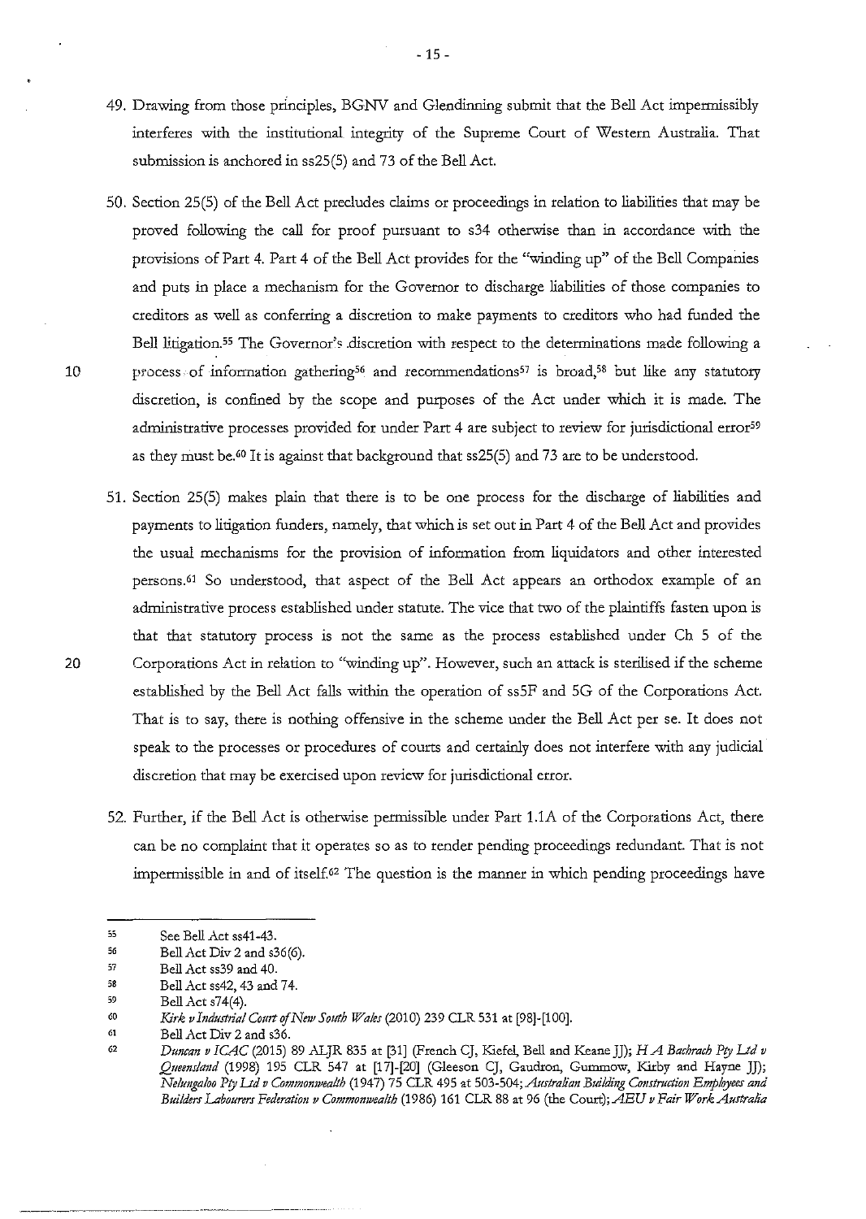49. Drawing from those principles, BGNV and Glendinning submit that the Bell Act impermissibly interferes with the institutional integrity of the Supreme Court of Western Australia. That submission is anchored in ss25(5) and 73 of the Bell Act.

50. Section 25(5) of the Bell Act precludes claims or proceedings in relation to liabilities that may be proved following the call for proof pursuant to s34 otherwise than in accordance with the provisions of Part 4. Part 4 of the Bell Act provides for the "winding up" of the Bell Companies and puts in place a mechanism for the Governor to discharge liabilities of those companies to creditors as well as conferring a discretion to make payments to creditors who had funded the Bell litigation.[55] The Governor's discretion with respect to the determinations made following a process of information gathering[56] and recommendations[57] is broad,[58] but like any statutory discretion, is confined by the scope and purposes of the Act under which it is made. The administrative processes provided for under Part 4 are subject to review for jurisdictional error[59] as they must be.[60] It is against that background that ss25(5) and 73 are to be understood.

51. Section 25(5) makes plain that there is to be one process for the discharge of liabilities and payments to litigation funders, namely, that which is set out in Part 4 of the Bell Act and provides the usual mechanisms for the provision of information from liquidators and other interested persons.[61] So understood, that aspect of the Bell Act appears an orthodox example of an administrative process established under statute. The vice that two of the plaintiffs fasten upon is that that statutory process is not the same as the process established under Ch 5 of the Corporations Act in relation to "winding up". However, such an attack is sterilised if the scheme established by the Bell Act falls within the operation of ss5F and 5G of the Corporations Act. That is to say, there is nothing offensive in the scheme under the Bell Act per se. It does not speak to the processes or procedures of courts and certainly does not interfere with any judicial discretion that may be exercised upon review for jurisdictional error.

52. Further, if the Bell Act is otherwise permissible under Part 1.1A of the Corporations Act, there can be no complaint that it operates so as to render pending proceedings redundant. That is not impermissible in and of itself.[62] The question is the manner in which pending proceedings have

---

[55] See Bell Act ss41-43.

[56] Bell Act Div 2 and s36(6).

[57] Bell Act ss39 and 40.

[58] Bell Act ss42, 43 and 74.

[59] Bell Act s74(4).

[60] *Kirk v Industrial Court of New South Wales* (2010) 239 CLR 531 at [98]-[100].

[61] Bell Act Div 2 and s36.

[62] *Duncan v ICAC* (2015) 89 ALJR 835 at [31] (French CJ, Kiefel, Bell and Keane JJ); *H A Bachrach Pty Ltd v Queensland* (1998) 195 CLR 547 at [17]-[20] (Gleeson CJ, Gaudron, Gummow, Kirby and Hayne JJ); *Nelungaloo Pty Ltd v Commonwealth* (1947) 75 CLR 495 at 503-504; *Australian Building Construction Employees and Builders Labourers Federation v Commonwealth* (1986) 161 CLR 88 at 96 (the Court); *AEU v Fair Work Australia*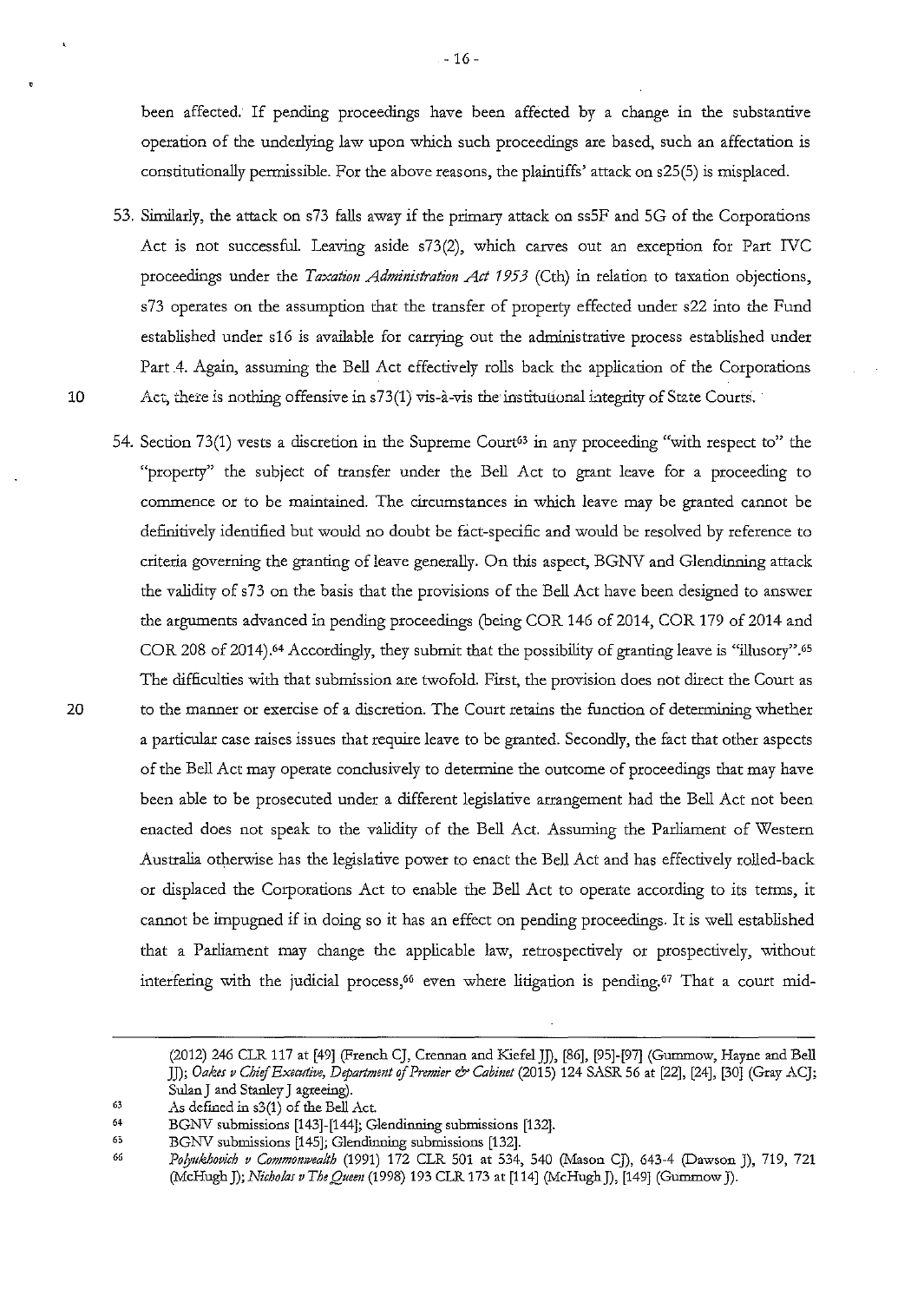been affected. If pending proceedings have been affected by a change in the substantive operation of the underlying law upon which such proceedings are based, such an affectation is constitutionally permissible. For the above reasons, the plaintiffs' attack on s25(5) is misplaced.

53. Similarly, the attack on s73 falls away if the primary attack on ss5F and 5G of the Corporations Act is not successful. Leaving aside s73(2), which carves out an exception for Part IVC proceedings under the *Taxation Administration Act 1953* (Cth) in relation to taxation objections, s73 operates on the assumption that the transfer of property effected under s22 into the Fund established under s16 is available for carrying out the administrative process established under Part 4. Again, assuming the Bell Act effectively rolls back the application of the Corporations Act, there is nothing offensive in s73(1) vis-à-vis the institutional integrity of State Courts.

54. Section 73(1) vests a discretion in the Supreme Court[63] in any proceeding "with respect to" the "property" the subject of transfer under the Bell Act to grant leave for a proceeding to commence or to be maintained. The circumstances in which leave may be granted cannot be definitively identified but would no doubt be fact-specific and would be resolved by reference to criteria governing the granting of leave generally. On this aspect, BGNV and Glendinning attack the validity of s73 on the basis that the provisions of the Bell Act have been designed to answer the arguments advanced in pending proceedings (being COR 146 of 2014, COR 179 of 2014 and COR 208 of 2014).[64] Accordingly, they submit that the possibility of granting leave is "illusory".[65] The difficulties with that submission are twofold. First, the provision does not direct the Court as to the manner or exercise of a discretion. The Court retains the function of determining whether a particular case raises issues that require leave to be granted. Secondly, the fact that other aspects of the Bell Act may operate conclusively to determine the outcome of proceedings that may have been able to be prosecuted under a different legislative arrangement had the Bell Act not been enacted does not speak to the validity of the Bell Act. Assuming the Parliament of Western Australia otherwise has the legislative power to enact the Bell Act and has effectively rolled-back or displaced the Corporations Act to enable the Bell Act to operate according to its terms, it cannot be impugned if in doing so it has an effect on pending proceedings. It is well established that a Parliament may change the applicable law, retrospectively or prospectively, without interfering with the judicial process,[66] even where litigation is pending.[67] That a court mid-

---

(2012) 246 CLR 117 at [49] (French CJ, Crennan and Kiefel JJ), [86], [95]-[97] (Gummow, Hayne and Bell JJ); *Oakes v Chief Executive, Department of Premier & Cabinet* (2015) 124 SASR 56 at [22], [24], [30] (Gray ACJ; Sulan J and Stanley J agreeing).

63 As defined in s3(1) of the Bell Act.

64 BGNV submissions [143]-[144]; Glendinning submissions [132].

65 BGNV submissions [145]; Glendinning submissions [132].

66 *Polyukhovich v Commonwealth* (1991) 172 CLR 501 at 534, 540 (Mason CJ), 643-4 (Dawson J), 719, 721 (McHugh J); *Nicholas v The Queen* (1998) 193 CLR 173 at [114] (McHugh J), [149] (Gummow J).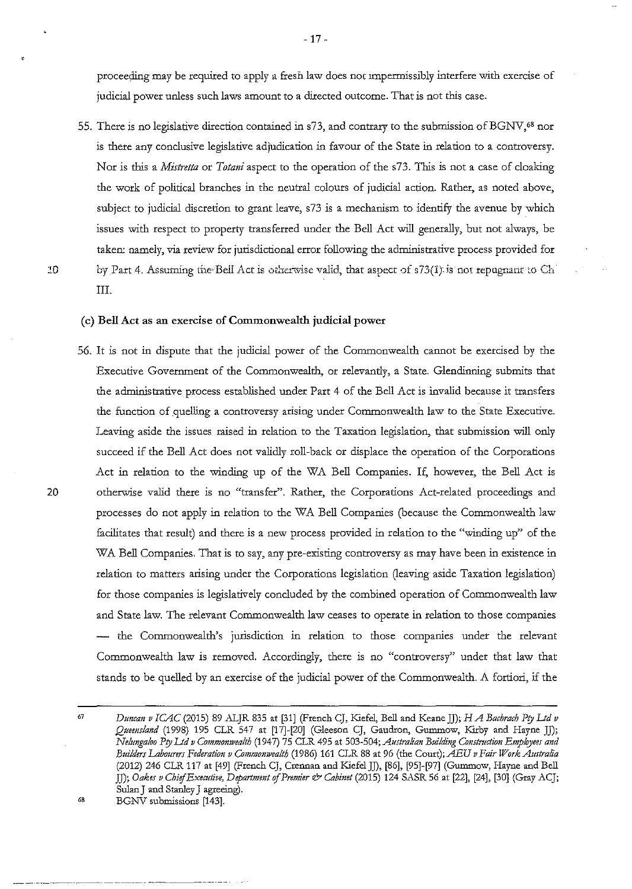proceeding may be required to apply a fresh law does not impermissibly interfere with exercise of judicial power unless such laws amount to a directed outcome. That is not this case.

55. There is no legislative direction contained in s73, and contrary to the submission of BGNV,[68] nor is there any conclusive legislative adjudication in favour of the State in relation to a controversy. Nor is this a *Mistretta* or *Totani* aspect to the operation of the s73. This is not a case of cloaking the work of political branches in the neutral colours of judicial action. Rather, as noted above, subject to judicial discretion to grant leave, s73 is a mechanism to identify the avenue by which issues with respect to property transferred under the Bell Act will generally, but not always, be taken: namely, via review for jurisdictional error following the administrative process provided for by Part 4. Assuming the Bell Act is otherwise valid, that aspect of s73(1) is not repugnant to Ch III.

**(c) Bell Act as an exercise of Commonwealth judicial power**

56. It is not in dispute that the judicial power of the Commonwealth cannot be exercised by the Executive Government of the Commonwealth, or relevantly, a State. Glendinning submits that the administrative process established under Part 4 of the Bell Act is invalid because it transfers the function of quelling a controversy arising under Commonwealth law to the State Executive. Leaving aside the issues raised in relation to the Taxation legislation, that submission will only succeed if the Bell Act does not validly roll-back or displace the operation of the Corporations Act in relation to the winding up of the WA Bell Companies. If, however, the Bell Act is otherwise valid there is no "transfer". Rather, the Corporations Act-related proceedings and processes do not apply in relation to the WA Bell Companies (because the Commonwealth law facilitates that result) and there is a new process provided in relation to the "winding up" of the WA Bell Companies. That is to say, any pre-existing controversy as may have been in existence in relation to matters arising under the Corporations legislation (leaving aside Taxation legislation) for those companies is legislatively concluded by the combined operation of Commonwealth law and State law. The relevant Commonwealth law ceases to operate in relation to those companies — the Commonwealth's jurisdiction in relation to those companies under the relevant Commonwealth law is removed. Accordingly, there is no "controversy" under that law that stands to be quelled by an exercise of the judicial power of the Commonwealth. A fortiori, if the

---

67 *Duncan v ICAC* (2015) 89 ALJR 835 at [31] (French CJ, Kiefel, Bell and Keane JJ); *H A Bachrach Pty Ltd v Queensland* (1998) 195 CLR 547 at [17]-[20] (Gleeson CJ, Gaudron, Gummow, Kirby and Hayne JJ); *Nelungaloo Pty Ltd v Commonwealth* (1947) 75 CLR 495 at 503-504; *Australian Building Construction Employees and Builders Labourers Federation v Commonwealth* (1986) 161 CLR 88 at 96 (the Court); *AEU v Fair Work Australia* (2012) 246 CLR 117 at [49] (French CJ, Crennan and Kiefel JJ), [86], [95]-[97] (Gummow, Hayne and Bell JJ); *Oakes v Chief Executive, Department of Premier & Cabinet* (2015) 124 SASR 56 at [22], [24], [30] (Gray ACJ; Sulan J and Stanley J agreeing).

68 BGNV submissions [143].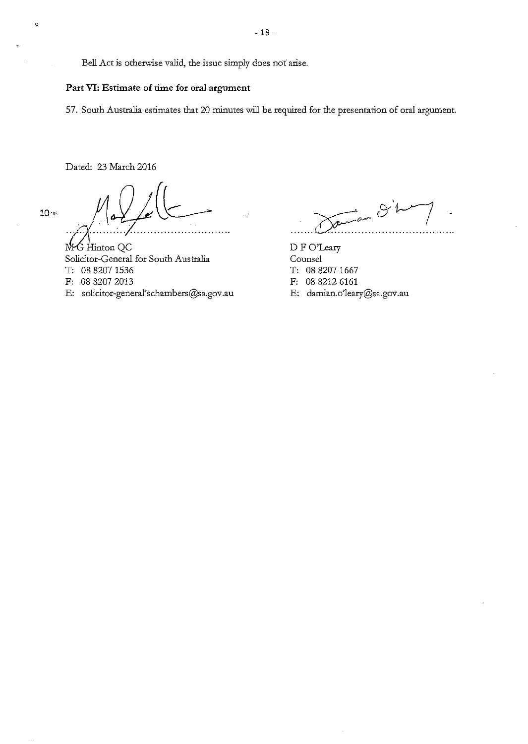Bell Act is otherwise valid, the issue simply does not arise.

**Part VI: Estimate of time for oral argument**

57. South Australia estimates that 20 minutes will be required for the presentation of oral argument.

Dated: 23 March 2016

M G Hinton QC
Solicitor-General for South Australia
T: 08 8207 1536
F: 08 8207 2013
E: solicitor-general'schambers@sa.gov.au

D F O'Leary
Counsel
T: 08 8207 1667
F: 08 8212 6161
E: damian.o'leary@sa.gov.au